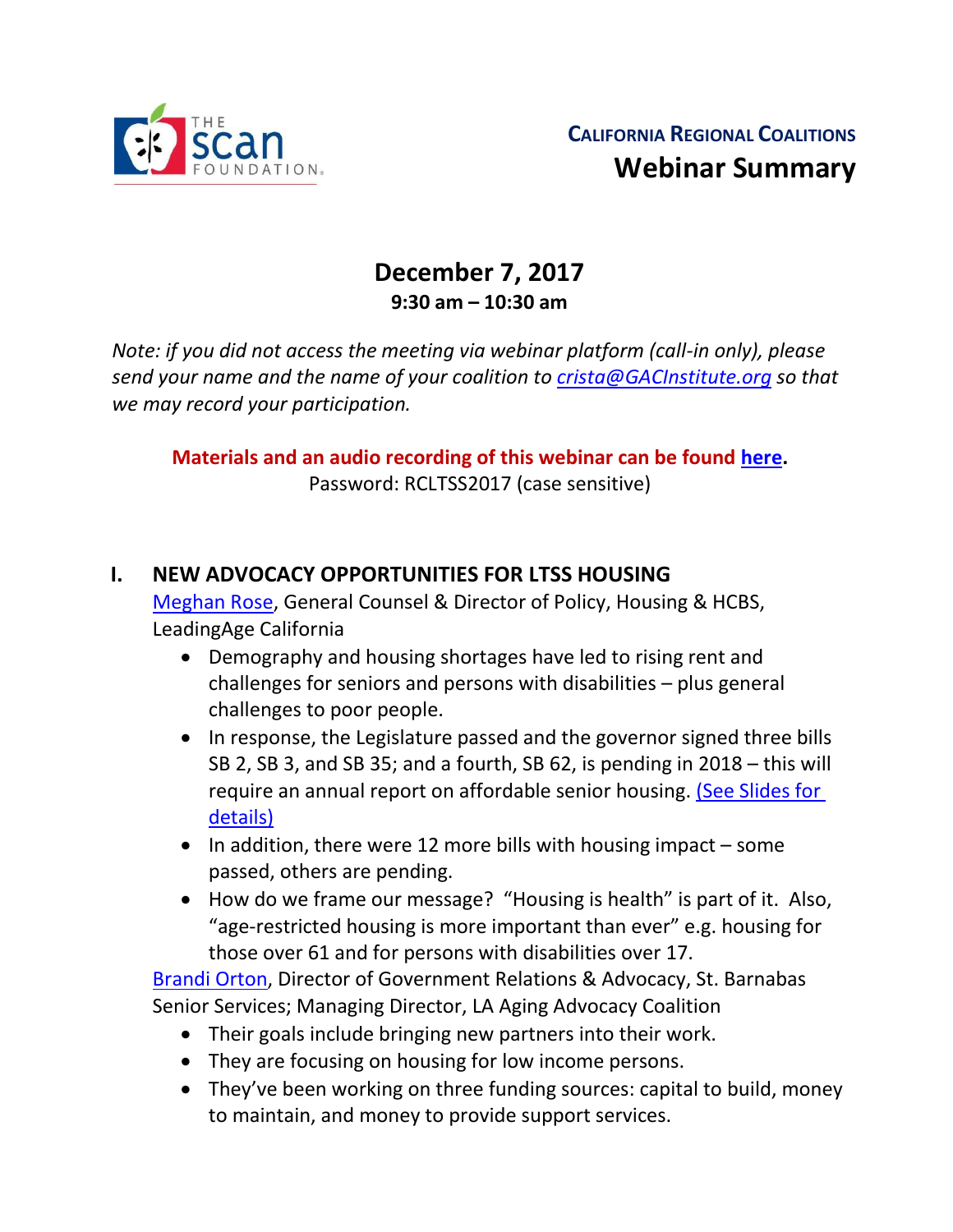**California Regional Coalitions**

# Webinar Summary

## December 7, 2017

**9:30 am – 10:30 am**

*Note: if you did not access the meeting via webinar platform (call-in only), please send your name and the name of your coalition to [crista@GACInstitute.org](mailto:crista@GACInstitute.org) so that we may record your participation.*

**Materials and an audio recording of this webinar can be found here.**
Password: RCLTSS2017 (case sensitive)

## I. NEW ADVOCACY OPPORTUNITIES FOR LTSS HOUSING

Meghan Rose, General Counsel & Director of Policy, Housing & HCBS, LeadingAge California

- Demography and housing shortages have led to rising rent and challenges for seniors and persons with disabilities – plus general challenges to poor people.
- In response, the Legislature passed and the governor signed three bills SB 2, SB 3, and SB 35; and a fourth, SB 62, is pending in 2018 – this will require an annual report on affordable senior housing. (See Slides for details)
- In addition, there were 12 more bills with housing impact – some passed, others are pending.
- How do we frame our message? "Housing is health" is part of it. Also, "age-restricted housing is more important than ever" e.g. housing for those over 61 and for persons with disabilities over 17.

Brandi Orton, Director of Government Relations & Advocacy, St. Barnabas Senior Services; Managing Director, LA Aging Advocacy Coalition

- Their goals include bringing new partners into their work.
- They are focusing on housing for low income persons.
- They've been working on three funding sources: capital to build, money to maintain, and money to provide support services.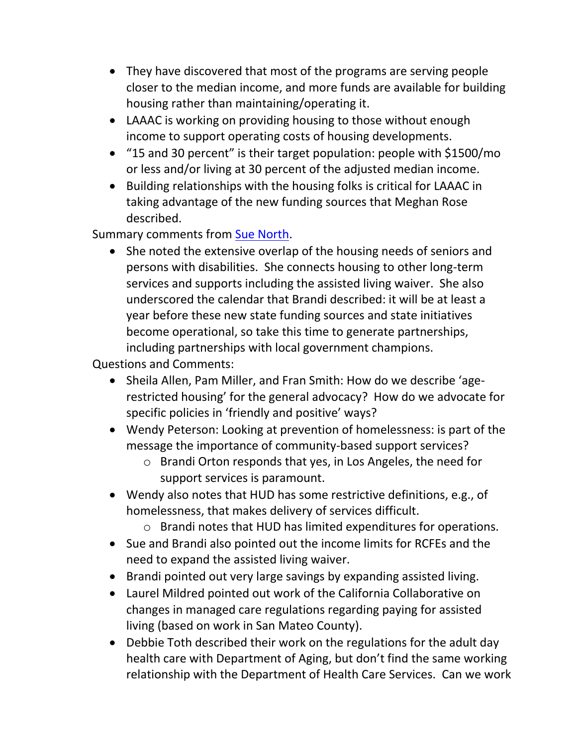- They have discovered that most of the programs are serving people closer to the median income, and more funds are available for building housing rather than maintaining/operating it.
- LAAAC is working on providing housing to those without enough income to support operating costs of housing developments.
- "15 and 30 percent" is their target population: people with $1500/mo or less and/or living at 30 percent of the adjusted median income.
- Building relationships with the housing folks is critical for LAAAC in taking advantage of the new funding sources that Meghan Rose described.

Summary comments from [Sue North](Sue North).

- She noted the extensive overlap of the housing needs of seniors and persons with disabilities. She connects housing to other long-term services and supports including the assisted living waiver. She also underscored the calendar that Brandi described: it will be at least a year before these new state funding sources and state initiatives become operational, so take this time to generate partnerships, including partnerships with local government champions.

Questions and Comments:

- Sheila Allen, Pam Miller, and Fran Smith: How do we describe 'age-restricted housing' for the general advocacy? How do we advocate for specific policies in 'friendly and positive' ways?
- Wendy Peterson: Looking at prevention of homelessness: is part of the message the importance of community-based support services?
  - Brandi Orton responds that yes, in Los Angeles, the need for support services is paramount.
- Wendy also notes that HUD has some restrictive definitions, e.g., of homelessness, that makes delivery of services difficult.
  - Brandi notes that HUD has limited expenditures for operations.
- Sue and Brandi also pointed out the income limits for RCFEs and the need to expand the assisted living waiver.
- Brandi pointed out very large savings by expanding assisted living.
- Laurel Mildred pointed out work of the California Collaborative on changes in managed care regulations regarding paying for assisted living (based on work in San Mateo County).
- Debbie Toth described their work on the regulations for the adult day health care with Department of Aging, but don't find the same working relationship with the Department of Health Care Services. Can we work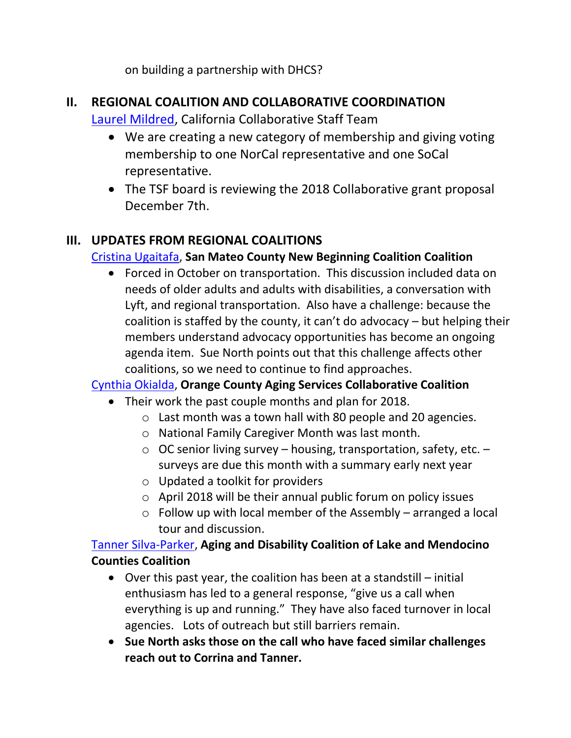on building a partnership with DHCS?

## II. REGIONAL COALITION AND COLLABORATIVE COORDINATION

[Laurel Mildred](), California Collaborative Staff Team

- We are creating a new category of membership and giving voting membership to one NorCal representative and one SoCal representative.
- The TSF board is reviewing the 2018 Collaborative grant proposal December 7th.

## III. UPDATES FROM REGIONAL COALITIONS

[Cristina Ugaitafa](), **San Mateo County New Beginning Coalition Coalition**

- Forced in October on transportation. This discussion included data on needs of older adults and adults with disabilities, a conversation with Lyft, and regional transportation. Also have a challenge: because the coalition is staffed by the county, it can't do advocacy – but helping their members understand advocacy opportunities has become an ongoing agenda item. Sue North points out that this challenge affects other coalitions, so we need to continue to find approaches.

[Cynthia Okialda](), **Orange County Aging Services Collaborative Coalition**

- Their work the past couple months and plan for 2018.
  - Last month was a town hall with 80 people and 20 agencies.
  - National Family Caregiver Month was last month.
  - OC senior living survey – housing, transportation, safety, etc. – surveys are due this month with a summary early next year
  - Updated a toolkit for providers
  - April 2018 will be their annual public forum on policy issues
  - Follow up with local member of the Assembly – arranged a local tour and discussion.

[Tanner Silva-Parker](), **Aging and Disability Coalition of Lake and Mendocino Counties Coalition**

- Over this past year, the coalition has been at a standstill – initial enthusiasm has led to a general response, "give us a call when everything is up and running." They have also faced turnover in local agencies. Lots of outreach but still barriers remain.
- **Sue North asks those on the call who have faced similar challenges reach out to Corrina and Tanner.**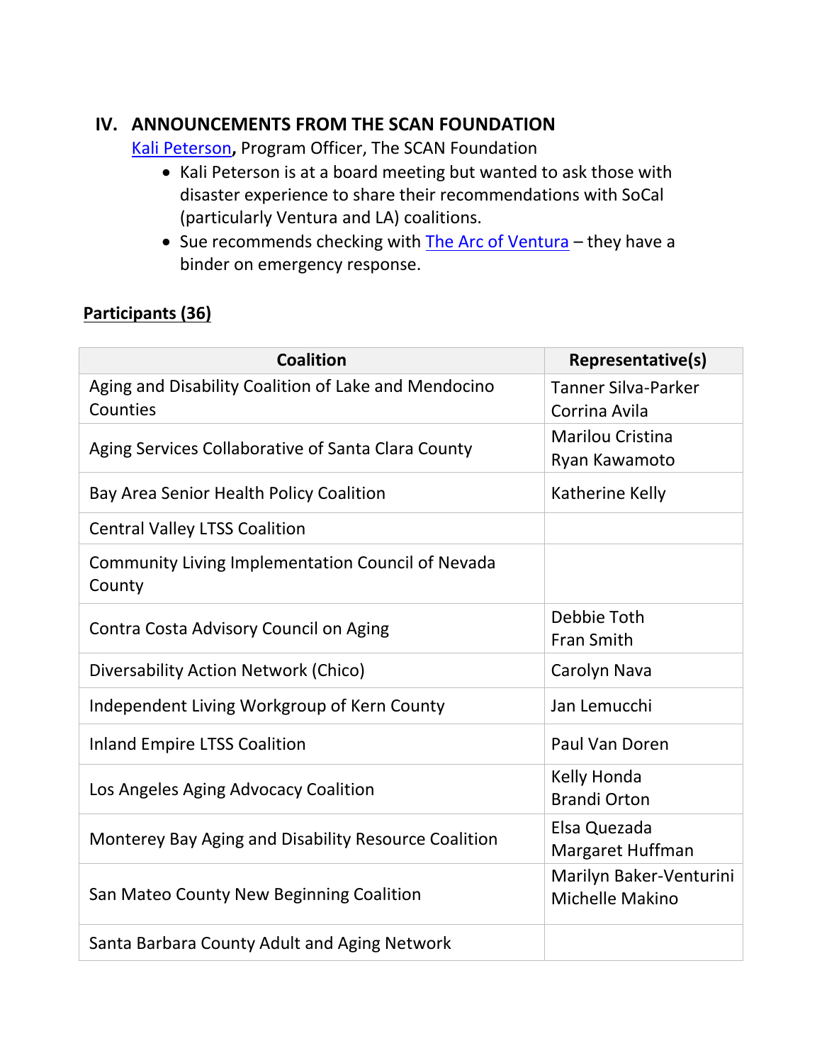## IV. ANNOUNCEMENTS FROM THE SCAN FOUNDATION

[Kali Peterson](), Program Officer, The SCAN Foundation

- Kali Peterson is at a board meeting but wanted to ask those with disaster experience to share their recommendations with SoCal (particularly Ventura and LA) coalitions.
- Sue recommends checking with [The Arc of Ventura]() – they have a binder on emergency response.

**Participants (36)**

| Coalition | Representative(s) |
|---|---|
| Aging and Disability Coalition of Lake and Mendocino Counties | Tanner Silva-Parker<br>Corrina Avila |
| Aging Services Collaborative of Santa Clara County | Marilou Cristina<br>Ryan Kawamoto |
| Bay Area Senior Health Policy Coalition | Katherine Kelly |
| Central Valley LTSS Coalition | |
| Community Living Implementation Council of Nevada County | |
| Contra Costa Advisory Council on Aging | Debbie Toth<br>Fran Smith |
| Diversability Action Network (Chico) | Carolyn Nava |
| Independent Living Workgroup of Kern County | Jan Lemucchi |
| Inland Empire LTSS Coalition | Paul Van Doren |
| Los Angeles Aging Advocacy Coalition | Kelly Honda<br>Brandi Orton |
| Monterey Bay Aging and Disability Resource Coalition | Elsa Quezada<br>Margaret Huffman |
| San Mateo County New Beginning Coalition | Marilyn Baker-Venturini<br>Michelle Makino |
| Santa Barbara County Adult and Aging Network | |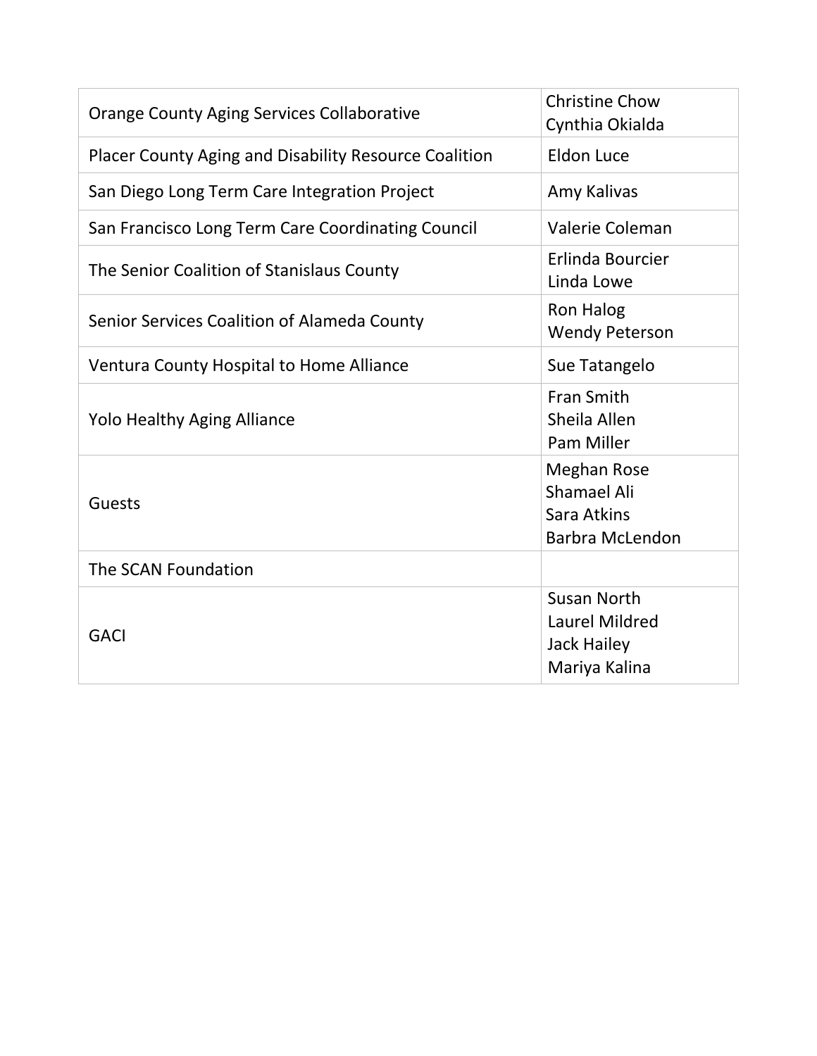| | |
|---|---|
| Orange County Aging Services Collaborative | Christine Chow<br>Cynthia Okialda |
| Placer County Aging and Disability Resource Coalition | Eldon Luce |
| San Diego Long Term Care Integration Project | Amy Kalivas |
| San Francisco Long Term Care Coordinating Council | Valerie Coleman |
| The Senior Coalition of Stanislaus County | Erlinda Bourcier<br>Linda Lowe |
| Senior Services Coalition of Alameda County | Ron Halog<br>Wendy Peterson |
| Ventura County Hospital to Home Alliance | Sue Tatangelo |
| Yolo Healthy Aging Alliance | Fran Smith<br>Sheila Allen<br>Pam Miller |
| Guests | Meghan Rose<br>Shamael Ali<br>Sara Atkins<br>Barbra McLendon |
| The SCAN Foundation | |
| GACI | Susan North<br>Laurel Mildred<br>Jack Hailey<br>Mariya Kalina |